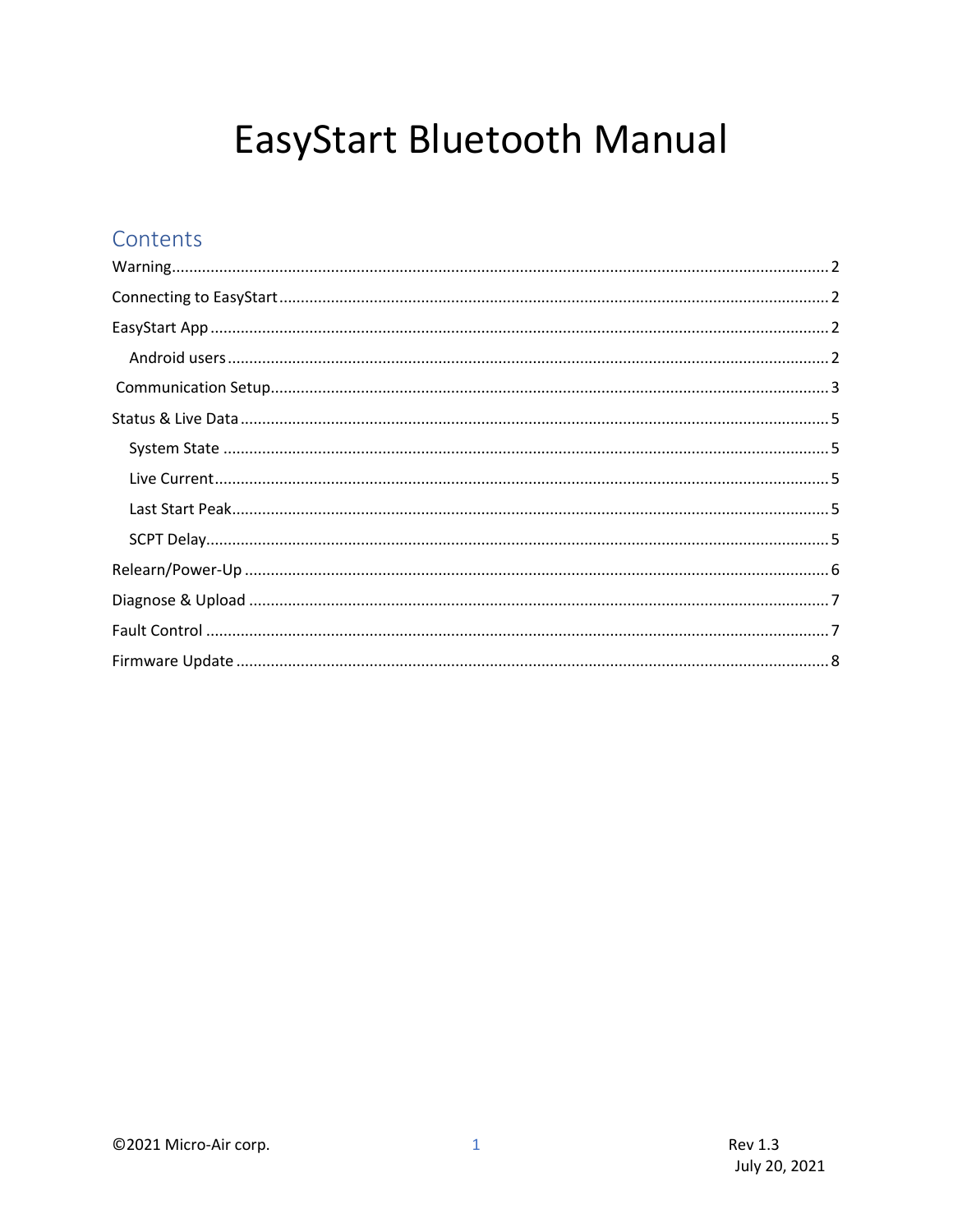# EasyStart Bluetooth Manual

## Contents

Warning ........ 2

Connecting to EasyStart ........ 2

EasyStart App ........ 2

- Android users ........ 2

Communication Setup ........ 3

Status & Live Data ........ 5

- System State ........ 5
- Live Current ........ 5
- Last Start Peak ........ 5
- SCPT Delay ........ 5

Relearn/Power-Up ........ 6

Diagnose & Upload ........ 7

Fault Control ........ 7

Firmware Update ........ 8

©2021 Micro-Air corp.

Rev 1.3
July 20, 2021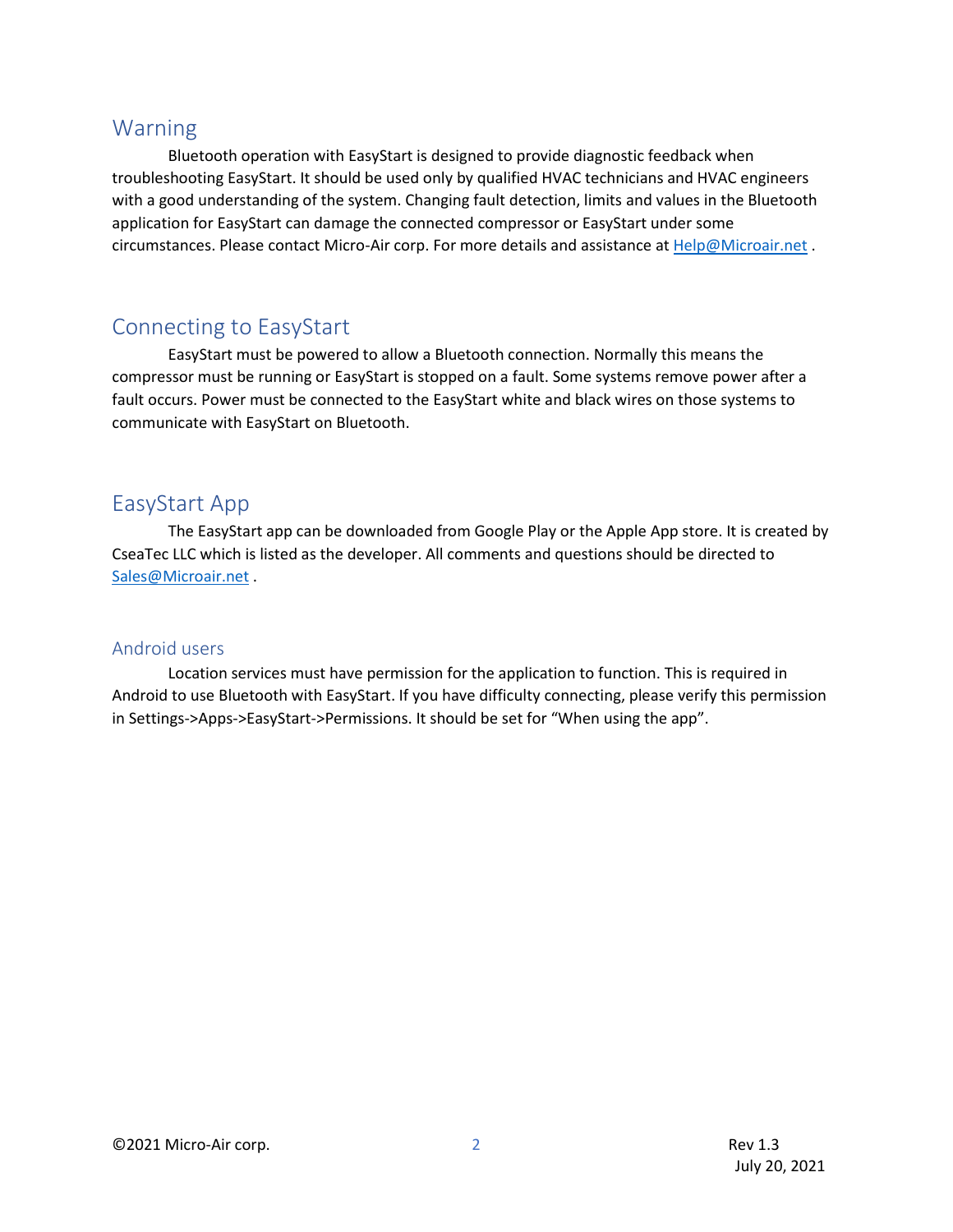## Warning

Bluetooth operation with EasyStart is designed to provide diagnostic feedback when troubleshooting EasyStart. It should be used only by qualified HVAC technicians and HVAC engineers with a good understanding of the system. Changing fault detection, limits and values in the Bluetooth application for EasyStart can damage the connected compressor or EasyStart under some circumstances. Please contact Micro-Air corp. For more details and assistance at Help@Microair.net .

## Connecting to EasyStart

EasyStart must be powered to allow a Bluetooth connection. Normally this means the compressor must be running or EasyStart is stopped on a fault. Some systems remove power after a fault occurs. Power must be connected to the EasyStart white and black wires on those systems to communicate with EasyStart on Bluetooth.

## EasyStart App

The EasyStart app can be downloaded from Google Play or the Apple App store. It is created by CseaTec LLC which is listed as the developer. All comments and questions should be directed to Sales@Microair.net .

### Android users

Location services must have permission for the application to function. This is required in Android to use Bluetooth with EasyStart. If you have difficulty connecting, please verify this permission in Settings->Apps->EasyStart->Permissions. It should be set for “When using the app”.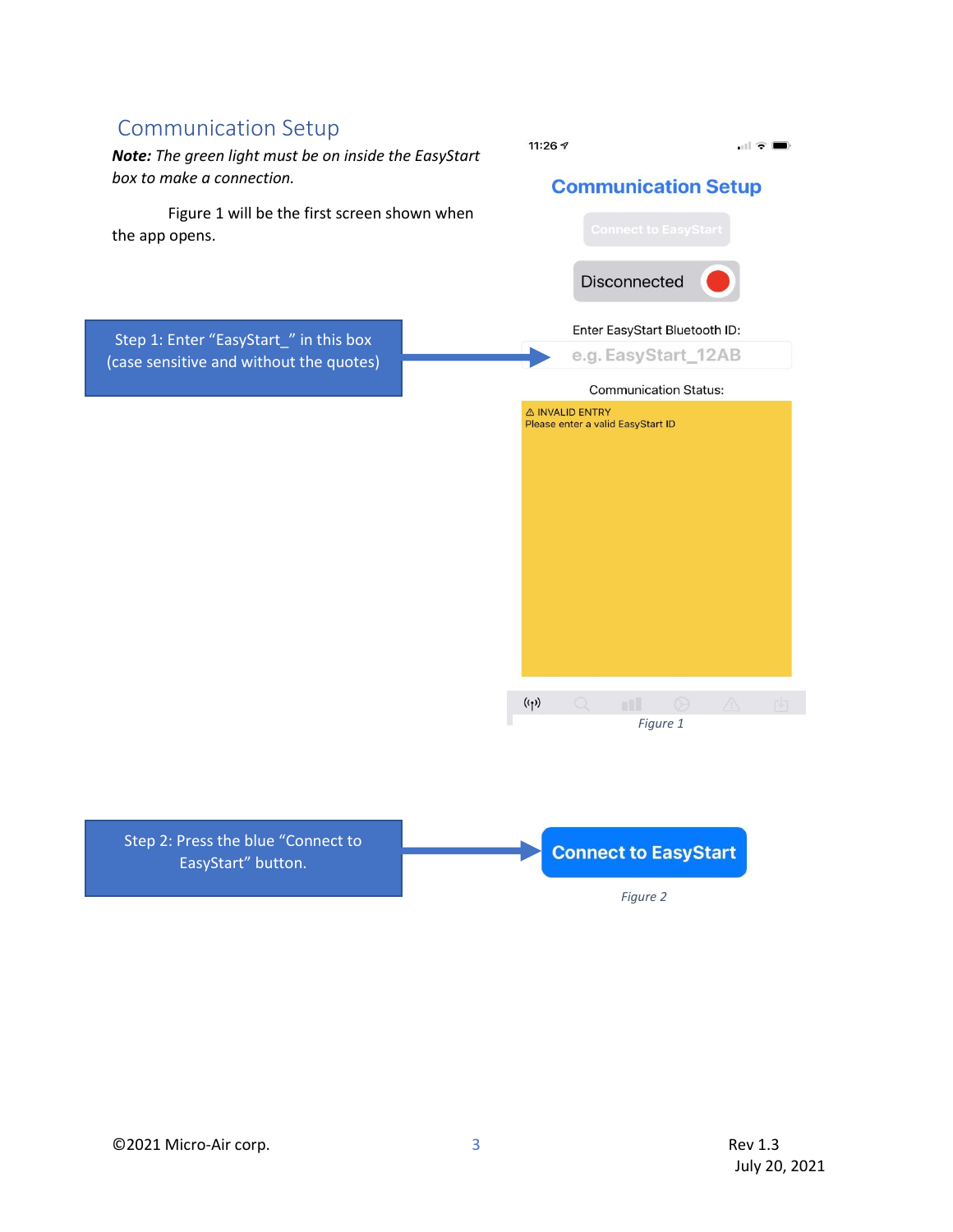## Communication Setup

***Note:** The green light must be on inside the EasyStart box to make a connection.*

Figure 1 will be the first screen shown when the app opens.

Step 1: Enter "EasyStart_" in this box (case sensitive and without the quotes)

11:26

**Communication Setup**

Connect to EasyStart

Disconnected

Enter EasyStart Bluetooth ID:

e.g. EasyStart_12AB

Communication Status:

⚠ INVALID ENTRY
Please enter a valid EasyStart ID

*Figure 1*

Step 2: Press the blue "Connect to EasyStart" button.

**Connect to EasyStart**

*Figure 2*

©2021 Micro-Air corp.

Rev 1.3
July 20, 2021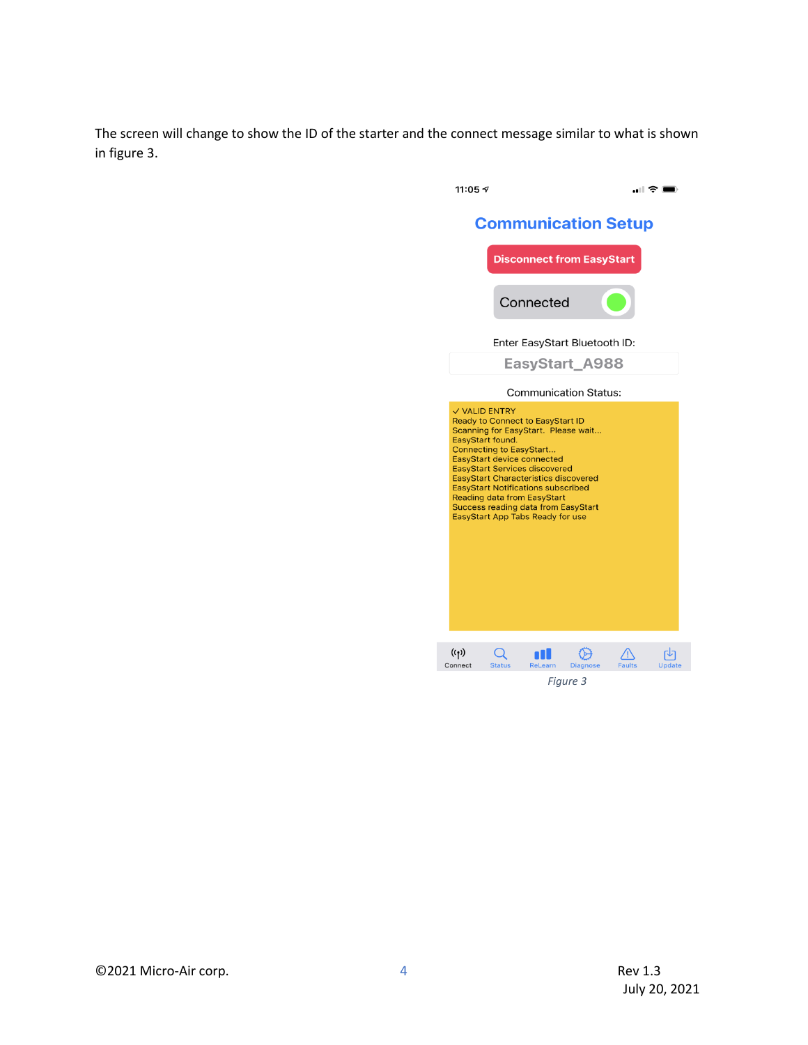The screen will change to show the ID of the starter and the connect message similar to what is shown in figure 3.

Figure 3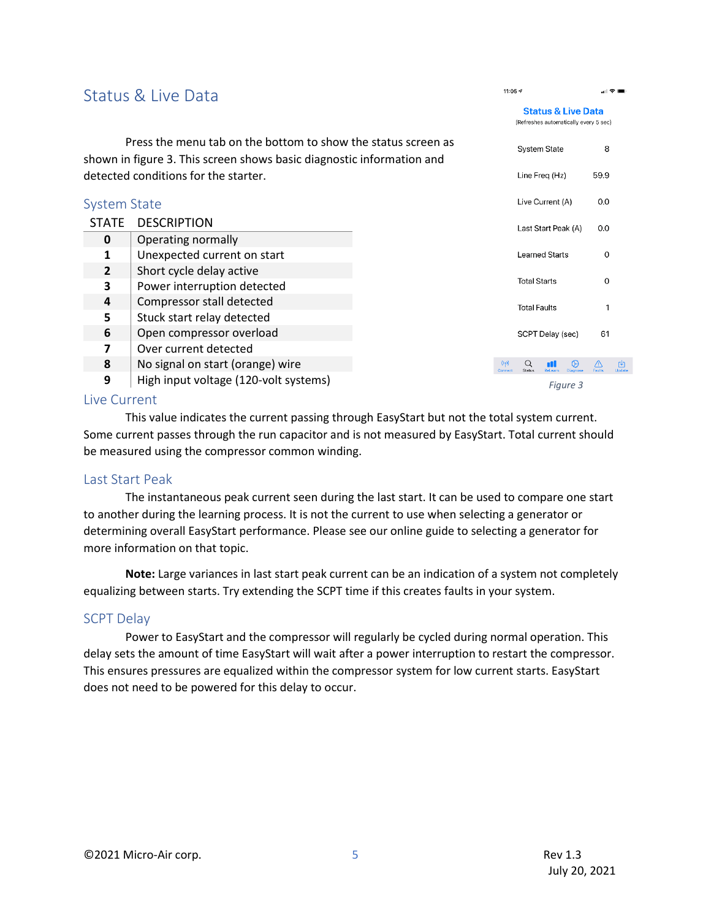# Status & Live Data

Press the menu tab on the bottom to show the status screen as shown in figure 3. This screen shows basic diagnostic information and detected conditions for the starter.

## System State

| STATE | DESCRIPTION |
|---|---|
| **0** | Operating normally |
| **1** | Unexpected current on start |
| **2** | Short cycle delay active |
| **3** | Power interruption detected |
| **4** | Compressor stall detected |
| **5** | Stuck start relay detected |
| **6** | Open compressor overload |
| **7** | Over current detected |
| **8** | No signal on start (orange) wire |
| **9** | High input voltage (120-volt systems) |

**Status & Live Data**
(Refreshes automatically every 5 sec)

| | |
|---|---|
| System State | 8 |
| Line Freq (Hz) | 59.9 |
| Live Current (A) | 0.0 |
| Last Start Peak (A) | 0.0 |
| Learned Starts | 0 |
| Total Starts | 0 |
| Total Faults | 1 |
| SCPT Delay (sec) | 61 |

*Figure 3*

## Live Current

This value indicates the current passing through EasyStart but not the total system current. Some current passes through the run capacitor and is not measured by EasyStart. Total current should be measured using the compressor common winding.

## Last Start Peak

The instantaneous peak current seen during the last start. It can be used to compare one start to another during the learning process. It is not the current to use when selecting a generator or determining overall EasyStart performance. Please see our online guide to selecting a generator for more information on that topic.

**Note:** Large variances in last start peak current can be an indication of a system not completely equalizing between starts. Try extending the SCPT time if this creates faults in your system.

## SCPT Delay

Power to EasyStart and the compressor will regularly be cycled during normal operation. This delay sets the amount of time EasyStart will wait after a power interruption to restart the compressor. This ensures pressures are equalized within the compressor system for low current starts. EasyStart does not need to be powered for this delay to occur.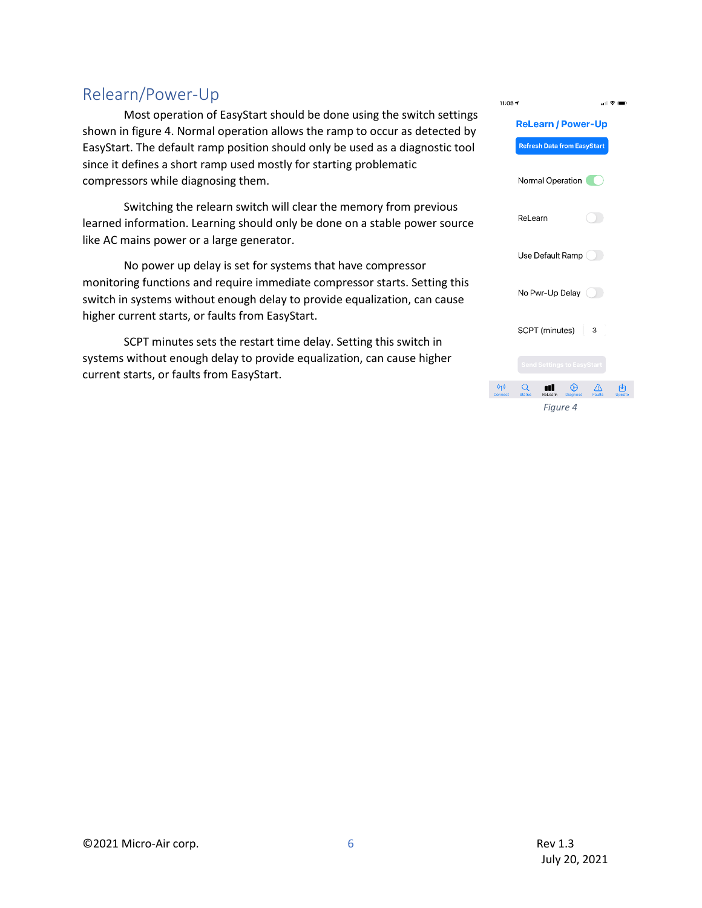## Relearn/Power-Up

Most operation of EasyStart should be done using the switch settings shown in figure 4. Normal operation allows the ramp to occur as detected by EasyStart. The default ramp position should only be used as a diagnostic tool since it defines a short ramp used mostly for starting problematic compressors while diagnosing them.

Switching the relearn switch will clear the memory from previous learned information. Learning should only be done on a stable power source like AC mains power or a large generator.

No power up delay is set for systems that have compressor monitoring functions and require immediate compressor starts. Setting this switch in systems without enough delay to provide equalization, can cause higher current starts, or faults from EasyStart.

SCPT minutes sets the restart time delay. Setting this switch in systems without enough delay to provide equalization, can cause higher current starts, or faults from EasyStart.

*Figure 4*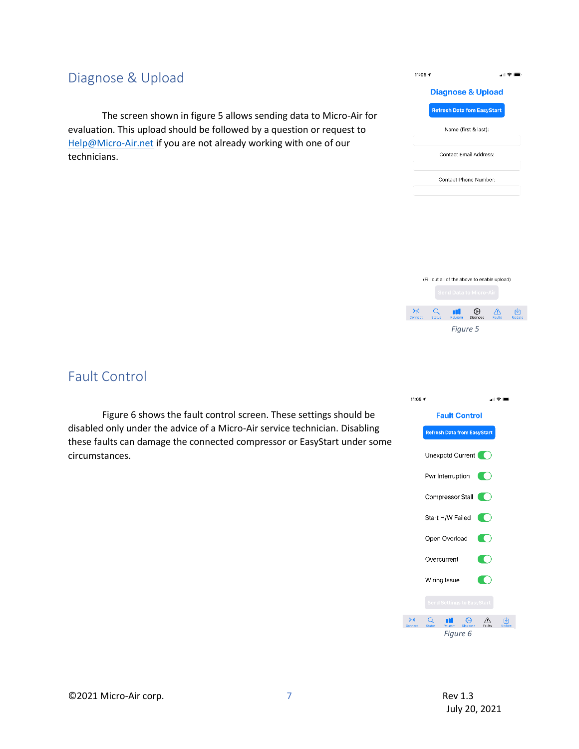## Diagnose & Upload

The screen shown in figure 5 allows sending data to Micro-Air for evaluation. This upload should be followed by a question or request to Help@Micro-Air.net if you are not already working with one of our technicians.

*Figure 5*

## Fault Control

Figure 6 shows the fault control screen. These settings should be disabled only under the advice of a Micro-Air service technician. Disabling these faults can damage the connected compressor or EasyStart under some circumstances.

*Figure 6*

©2021 Micro-Air corp.

Rev 1.3
July 20, 2021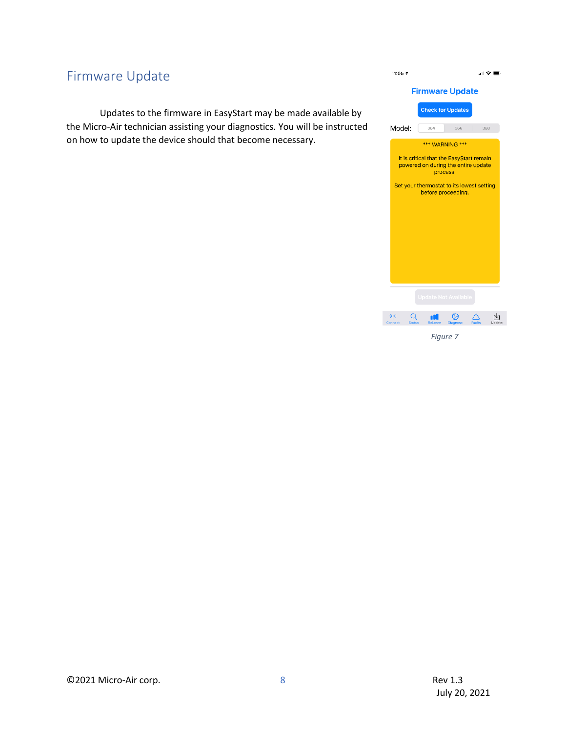# Firmware Update

Updates to the firmware in EasyStart may be made available by the Micro-Air technician assisting your diagnostics. You will be instructed on how to update the device should that become necessary.

*Figure 7*